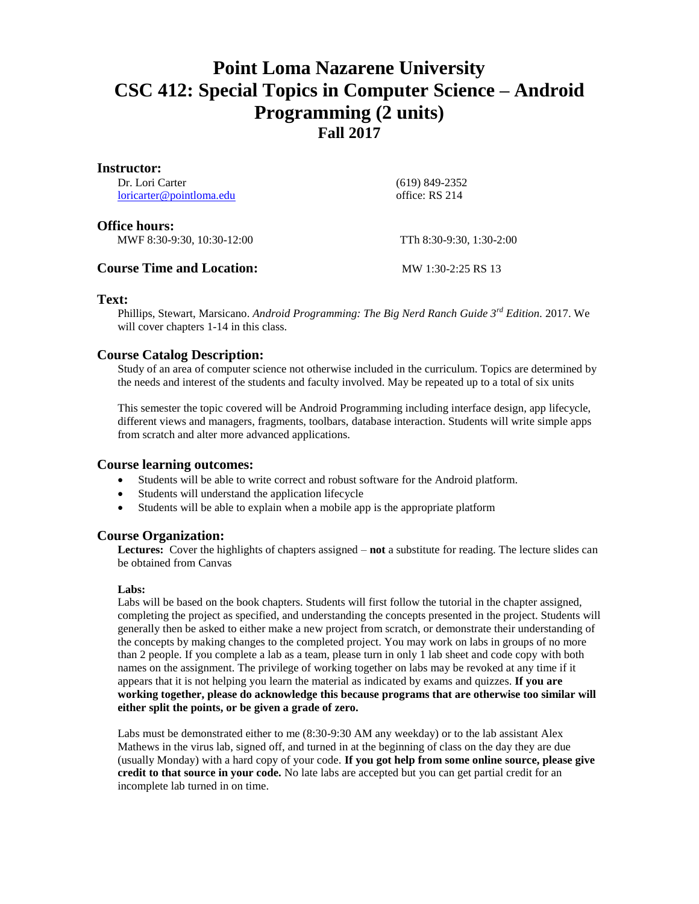# Point Loma Nazarene University
# CSC 412: Special Topics in Computer Science – Android Programming (2 units)
## Fall 2017

### Instructor:

Dr. Lori Carter  
loricarter@pointloma.edu

(619) 849-2352  
office: RS 214

### Office hours:

MWF 8:30-9:30, 10:30-12:00

TTh 8:30-9:30, 1:30-2:00

### Course Time and Location:

MW 1:30-2:25 RS 13

### Text:

Phillips, Stewart, Marsicano. *Android Programming: The Big Nerd Ranch Guide 3rd Edition.* 2017. We will cover chapters 1-14 in this class.

### Course Catalog Description:

Study of an area of computer science not otherwise included in the curriculum. Topics are determined by the needs and interest of the students and faculty involved. May be repeated up to a total of six units

This semester the topic covered will be Android Programming including interface design, app lifecycle, different views and managers, fragments, toolbars, database interaction. Students will write simple apps from scratch and alter more advanced applications.

### Course learning outcomes:

- Students will be able to write correct and robust software for the Android platform.
- Students will understand the application lifecycle
- Students will be able to explain when a mobile app is the appropriate platform

### Course Organization:

**Lectures:** Cover the highlights of chapters assigned – **not** a substitute for reading. The lecture slides can be obtained from Canvas

**Labs:**

Labs will be based on the book chapters. Students will first follow the tutorial in the chapter assigned, completing the project as specified, and understanding the concepts presented in the project. Students will generally then be asked to either make a new project from scratch, or demonstrate their understanding of the concepts by making changes to the completed project. You may work on labs in groups of no more than 2 people. If you complete a lab as a team, please turn in only 1 lab sheet and code copy with both names on the assignment. The privilege of working together on labs may be revoked at any time if it appears that it is not helping you learn the material as indicated by exams and quizzes. **If you are working together, please do acknowledge this because programs that are otherwise too similar will either split the points, or be given a grade of zero.**

Labs must be demonstrated either to me (8:30-9:30 AM any weekday) or to the lab assistant Alex Mathews in the virus lab, signed off, and turned in at the beginning of class on the day they are due (usually Monday) with a hard copy of your code. **If you got help from some online source, please give credit to that source in your code.** No late labs are accepted but you can get partial credit for an incomplete lab turned in on time.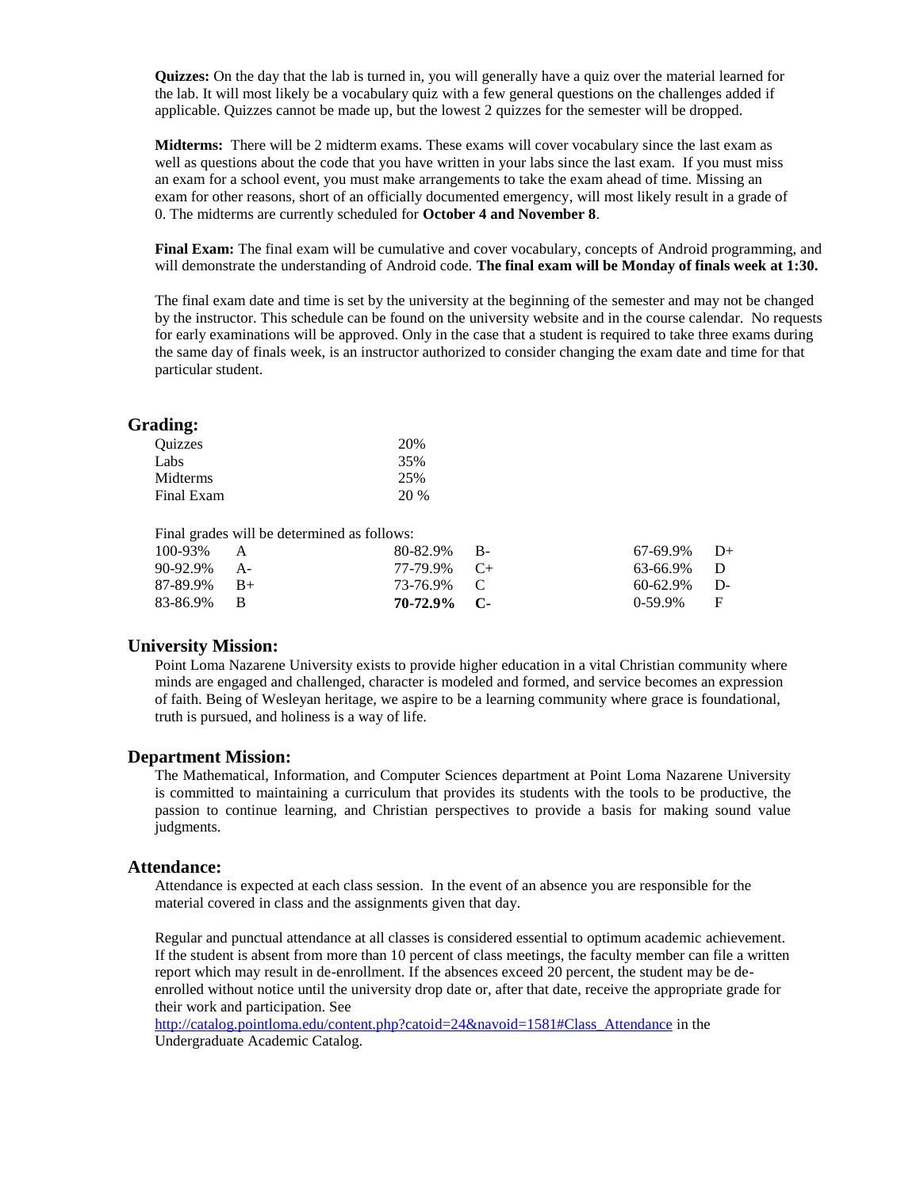**Quizzes:** On the day that the lab is turned in, you will generally have a quiz over the material learned for the lab. It will most likely be a vocabulary quiz with a few general questions on the challenges added if applicable. Quizzes cannot be made up, but the lowest 2 quizzes for the semester will be dropped.

**Midterms:** There will be 2 midterm exams. These exams will cover vocabulary since the last exam as well as questions about the code that you have written in your labs since the last exam. If you must miss an exam for a school event, you must make arrangements to take the exam ahead of time. Missing an exam for other reasons, short of an officially documented emergency, will most likely result in a grade of 0. The midterms are currently scheduled for **October 4 and November 8**.

**Final Exam:** The final exam will be cumulative and cover vocabulary, concepts of Android programming, and will demonstrate the understanding of Android code. **The final exam will be Monday of finals week at 1:30.**

The final exam date and time is set by the university at the beginning of the semester and may not be changed by the instructor. This schedule can be found on the university website and in the course calendar. No requests for early examinations will be approved. Only in the case that a student is required to take three exams during the same day of finals week, is an instructor authorized to consider changing the exam date and time for that particular student.

## Grading:

| | |
|---|---|
| Quizzes | 20% |
| Labs | 35% |
| Midterms | 25% |
| Final Exam | 20 % |

Final grades will be determined as follows:

| | | | | | |
|---|---|---|---|---|---|
| 100-93% | A | 80-82.9% | B- | 67-69.9% | D+ |
| 90-92.9% | A- | 77-79.9% | C+ | 63-66.9% | D |
| 87-89.9% | B+ | 73-76.9% | C | 60-62.9% | D- |
| 83-86.9% | B | **70-72.9%** | **C-** | 0-59.9% | F |

## University Mission:

Point Loma Nazarene University exists to provide higher education in a vital Christian community where minds are engaged and challenged, character is modeled and formed, and service becomes an expression of faith. Being of Wesleyan heritage, we aspire to be a learning community where grace is foundational, truth is pursued, and holiness is a way of life.

## Department Mission:

The Mathematical, Information, and Computer Sciences department at Point Loma Nazarene University is committed to maintaining a curriculum that provides its students with the tools to be productive, the passion to continue learning, and Christian perspectives to provide a basis for making sound value judgments.

## Attendance:

Attendance is expected at each class session. In the event of an absence you are responsible for the material covered in class and the assignments given that day.

Regular and punctual attendance at all classes is considered essential to optimum academic achievement. If the student is absent from more than 10 percent of class meetings, the faculty member can file a written report which may result in de-enrollment. If the absences exceed 20 percent, the student may be de-enrolled without notice until the university drop date or, after that date, receive the appropriate grade for their work and participation. See http://catalog.pointloma.edu/content.php?catoid=24&navoid=1581#Class_Attendance in the Undergraduate Academic Catalog.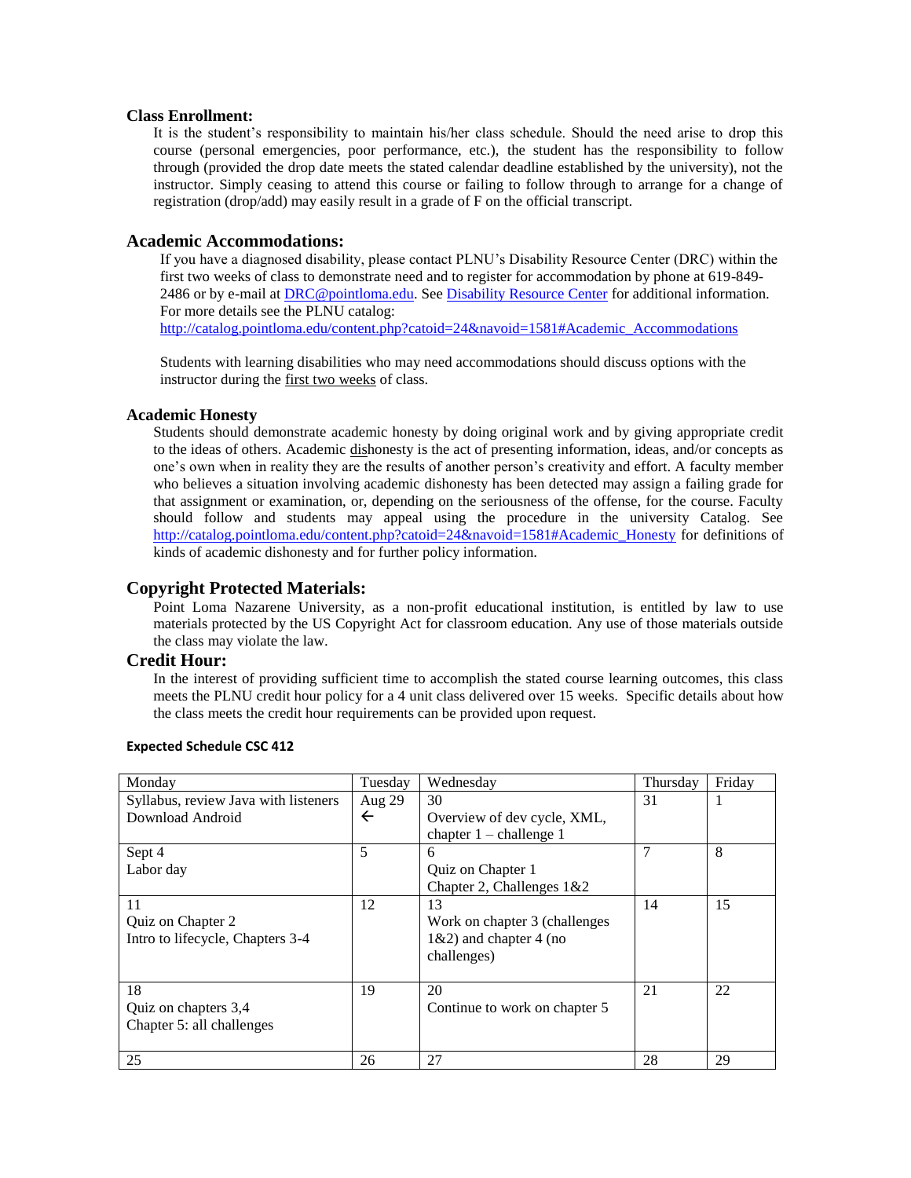**Class Enrollment:**

It is the student's responsibility to maintain his/her class schedule. Should the need arise to drop this course (personal emergencies, poor performance, etc.), the student has the responsibility to follow through (provided the drop date meets the stated calendar deadline established by the university), not the instructor. Simply ceasing to attend this course or failing to follow through to arrange for a change of registration (drop/add) may easily result in a grade of F on the official transcript.

## Academic Accommodations:

If you have a diagnosed disability, please contact PLNU's Disability Resource Center (DRC) within the first two weeks of class to demonstrate need and to register for accommodation by phone at 619-849-2486 or by e-mail at DRC@pointloma.edu. See Disability Resource Center for additional information. For more details see the PLNU catalog: http://catalog.pointloma.edu/content.php?catoid=24&navoid=1581#Academic_Accommodations

Students with learning disabilities who may need accommodations should discuss options with the instructor during the first two weeks of class.

### Academic Honesty

Students should demonstrate academic honesty by doing original work and by giving appropriate credit to the ideas of others. Academic dishonesty is the act of presenting information, ideas, and/or concepts as one's own when in reality they are the results of another person's creativity and effort. A faculty member who believes a situation involving academic dishonesty has been detected may assign a failing grade for that assignment or examination, or, depending on the seriousness of the offense, for the course. Faculty should follow and students may appeal using the procedure in the university Catalog. See http://catalog.pointloma.edu/content.php?catoid=24&navoid=1581#Academic_Honesty for definitions of kinds of academic dishonesty and for further policy information.

## Copyright Protected Materials:

Point Loma Nazarene University, as a non-profit educational institution, is entitled by law to use materials protected by the US Copyright Act for classroom education. Any use of those materials outside the class may violate the law.

## Credit Hour:

In the interest of providing sufficient time to accomplish the stated course learning outcomes, this class meets the PLNU credit hour policy for a 4 unit class delivered over 15 weeks. Specific details about how the class meets the credit hour requirements can be provided upon request.

**Expected Schedule CSC 412**

| Monday | Tuesday | Wednesday | Thursday | Friday |
|---|---|---|---|---|
| Syllabus, review Java with listeners<br>Download Android | Aug 29<br>← | 30<br>Overview of dev cycle, XML, chapter 1 – challenge 1 | 31 | 1 |
| Sept 4<br>Labor day | 5 | 6<br>Quiz on Chapter 1<br>Chapter 2, Challenges 1&2 | 7 | 8 |
| 11<br>Quiz on Chapter 2<br>Intro to lifecycle, Chapters 3-4 | 12 | 13<br>Work on chapter 3 (challenges 1&2) and chapter 4 (no challenges) | 14 | 15 |
| 18<br>Quiz on chapters 3,4<br>Chapter 5: all challenges | 19 | 20<br>Continue to work on chapter 5 | 21 | 22 |
| 25 | 26 | 27 | 28 | 29 |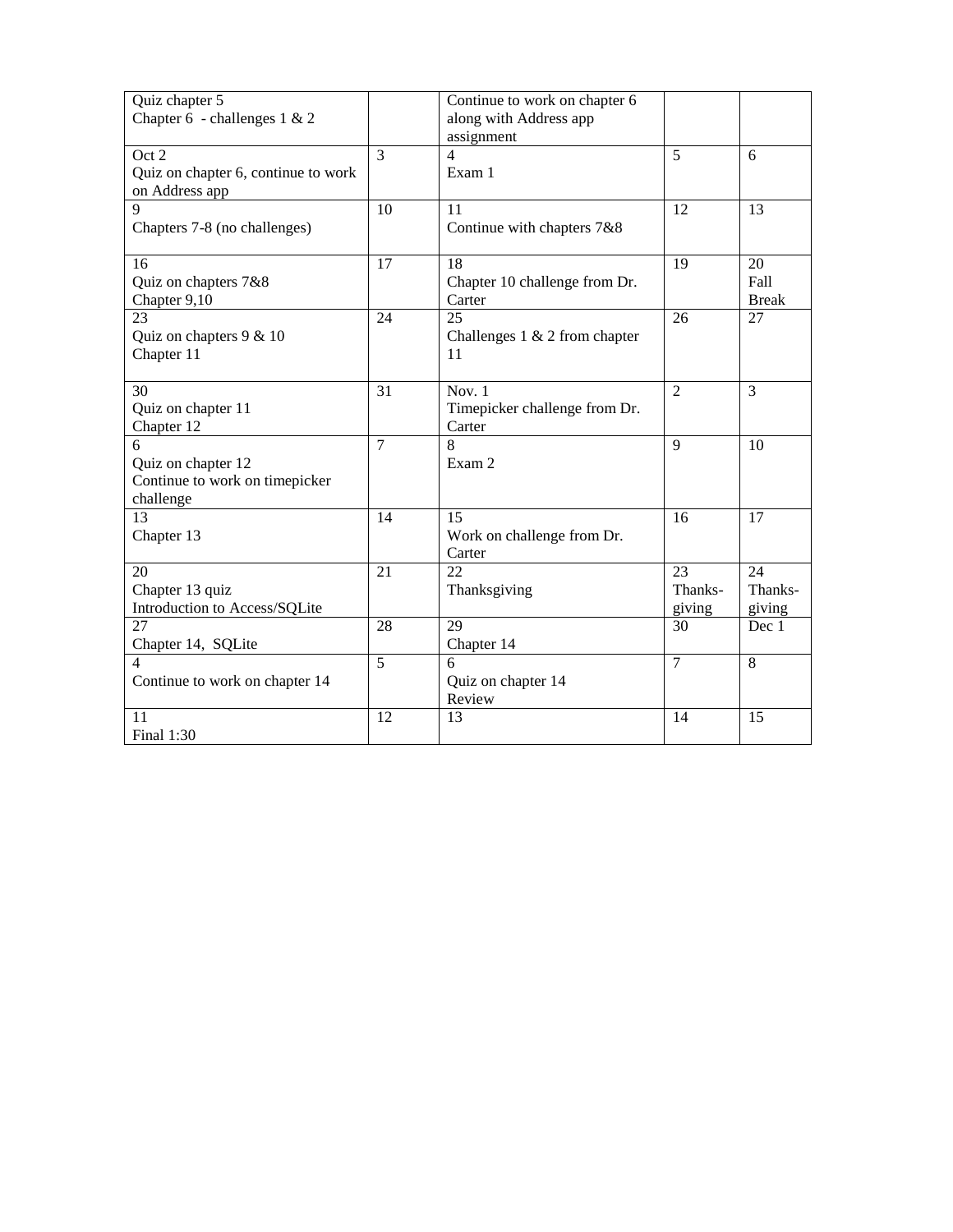| | | | | |
|---|---|---|---|---|
| Quiz chapter 5<br>Chapter 6 - challenges 1 & 2 | | Continue to work on chapter 6 along with Address app assignment | | |
| Oct 2<br>Quiz on chapter 6, continue to work on Address app | 3 | 4<br>Exam 1 | 5 | 6 |
| 9<br>Chapters 7-8 (no challenges) | 10 | 11<br>Continue with chapters 7&8 | 12 | 13 |
| 16<br>Quiz on chapters 7&8<br>Chapter 9,10 | 17 | 18<br>Chapter 10 challenge from Dr. Carter | 19 | 20<br>Fall Break |
| 23<br>Quiz on chapters 9 & 10<br>Chapter 11 | 24 | 25<br>Challenges 1 & 2 from chapter 11 | 26 | 27 |
| 30<br>Quiz on chapter 11<br>Chapter 12 | 31 | Nov. 1<br>Timepicker challenge from Dr. Carter | 2 | 3 |
| 6<br>Quiz on chapter 12<br>Continue to work on timepicker challenge | 7 | 8<br>Exam 2 | 9 | 10 |
| 13<br>Chapter 13 | 14 | 15<br>Work on challenge from Dr. Carter | 16 | 17 |
| 20<br>Chapter 13 quiz<br>Introduction to Access/SQLite | 21 | 22<br>Thanksgiving | 23<br>Thanks-giving | 24<br>Thanks-giving |
| 27<br>Chapter 14, SQLite | 28 | 29<br>Chapter 14 | 30 | Dec 1 |
| 4<br>Continue to work on chapter 14 | 5 | 6<br>Quiz on chapter 14<br>Review | 7 | 8 |
| 11<br>Final 1:30 | 12 | 13 | 14 | 15 |